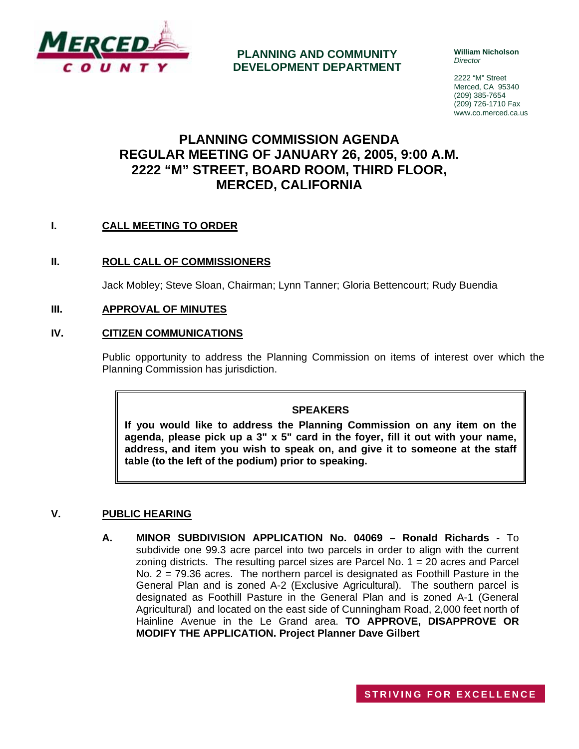MERCED COUNTY

**PLANNING AND COMMUNITY DEVELOPMENT DEPARTMENT**

**William Nicholson**
*Director*

2222 "M" Street
Merced, CA 95340
(209) 385-7654
(209) 726-1710 Fax
www.co.merced.ca.us

# PLANNING COMMISSION AGENDA
# REGULAR MEETING OF JANUARY 26, 2005, 9:00 A.M.
# 2222 "M" STREET, BOARD ROOM, THIRD FLOOR, MERCED, CALIFORNIA

## I. CALL MEETING TO ORDER

## II. ROLL CALL OF COMMISSIONERS

Jack Mobley; Steve Sloan, Chairman; Lynn Tanner; Gloria Bettencourt; Rudy Buendia

## III. APPROVAL OF MINUTES

## IV. CITIZEN COMMUNICATIONS

Public opportunity to address the Planning Commission on items of interest over which the Planning Commission has jurisdiction.

> **SPEAKERS**
>
> **If you would like to address the Planning Commission on any item on the agenda, please pick up a 3" x 5" card in the foyer, fill it out with your name, address, and item you wish to speak on, and give it to someone at the staff table (to the left of the podium) prior to speaking.**

## V. PUBLIC HEARING

**A. MINOR SUBDIVISION APPLICATION No. 04069 – Ronald Richards -** To subdivide one 99.3 acre parcel into two parcels in order to align with the current zoning districts. The resulting parcel sizes are Parcel No. 1 = 20 acres and Parcel No. 2 = 79.36 acres. The northern parcel is designated as Foothill Pasture in the General Plan and is zoned A-2 (Exclusive Agricultural). The southern parcel is designated as Foothill Pasture in the General Plan and is zoned A-1 (General Agricultural) and located on the east side of Cunningham Road, 2,000 feet north of Hainline Avenue in the Le Grand area. **TO APPROVE, DISAPPROVE OR MODIFY THE APPLICATION. Project Planner Dave Gilbert**

STRIVING FOR EXCELLENCE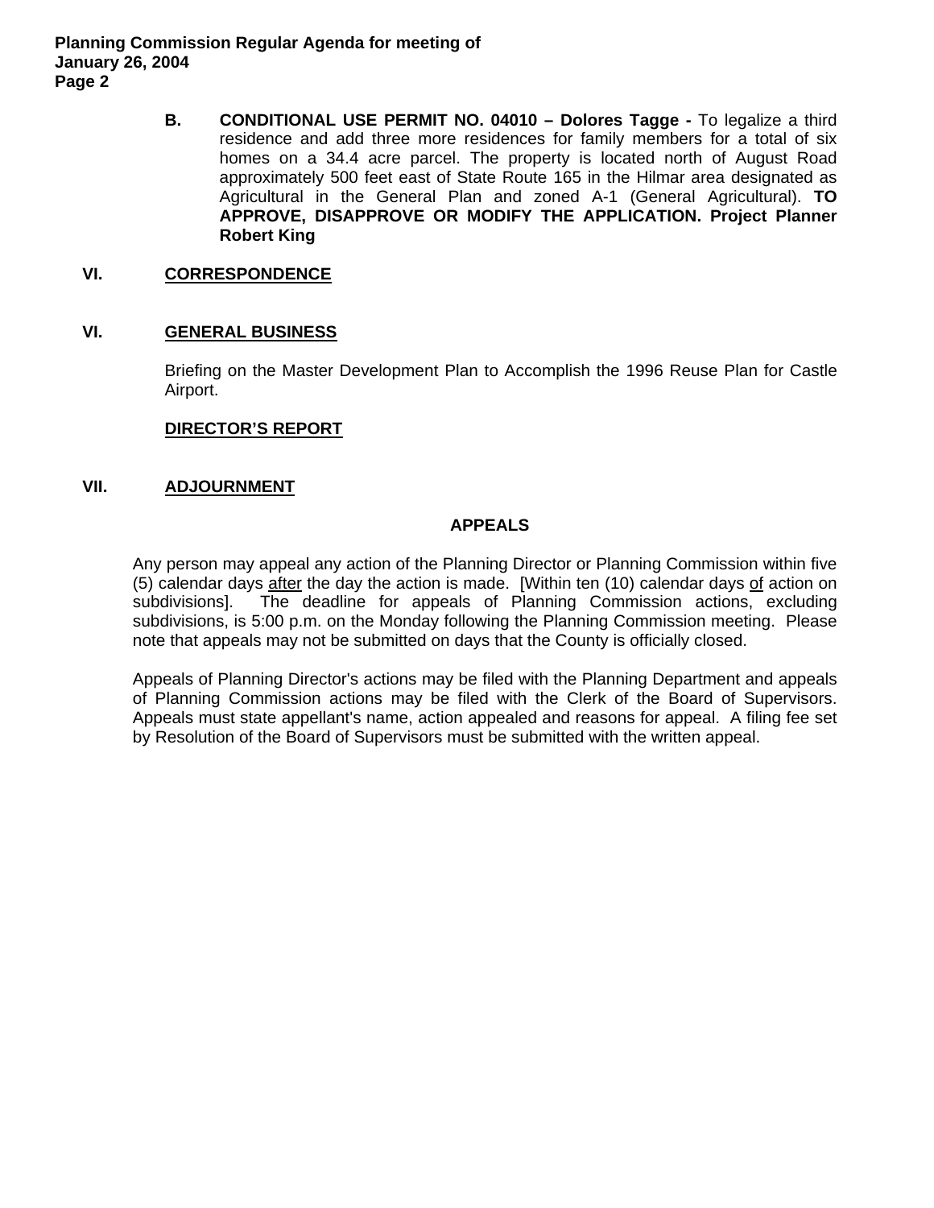**B. CONDITIONAL USE PERMIT NO. 04010 – Dolores Tagge -** To legalize a third residence and add three more residences for family members for a total of six homes on a 34.4 acre parcel. The property is located north of August Road approximately 500 feet east of State Route 165 in the Hilmar area designated as Agricultural in the General Plan and zoned A-1 (General Agricultural). **TO APPROVE, DISAPPROVE OR MODIFY THE APPLICATION. Project Planner Robert King**

## VI. CORRESPONDENCE

## VI. GENERAL BUSINESS

Briefing on the Master Development Plan to Accomplish the 1996 Reuse Plan for Castle Airport.

**DIRECTOR'S REPORT**

## VII. ADJOURNMENT

### APPEALS

Any person may appeal any action of the Planning Director or Planning Commission within five (5) calendar days after the day the action is made. [Within ten (10) calendar days of action on subdivisions]. The deadline for appeals of Planning Commission actions, excluding subdivisions, is 5:00 p.m. on the Monday following the Planning Commission meeting. Please note that appeals may not be submitted on days that the County is officially closed.

Appeals of Planning Director's actions may be filed with the Planning Department and appeals of Planning Commission actions may be filed with the Clerk of the Board of Supervisors. Appeals must state appellant's name, action appealed and reasons for appeal. A filing fee set by Resolution of the Board of Supervisors must be submitted with the written appeal.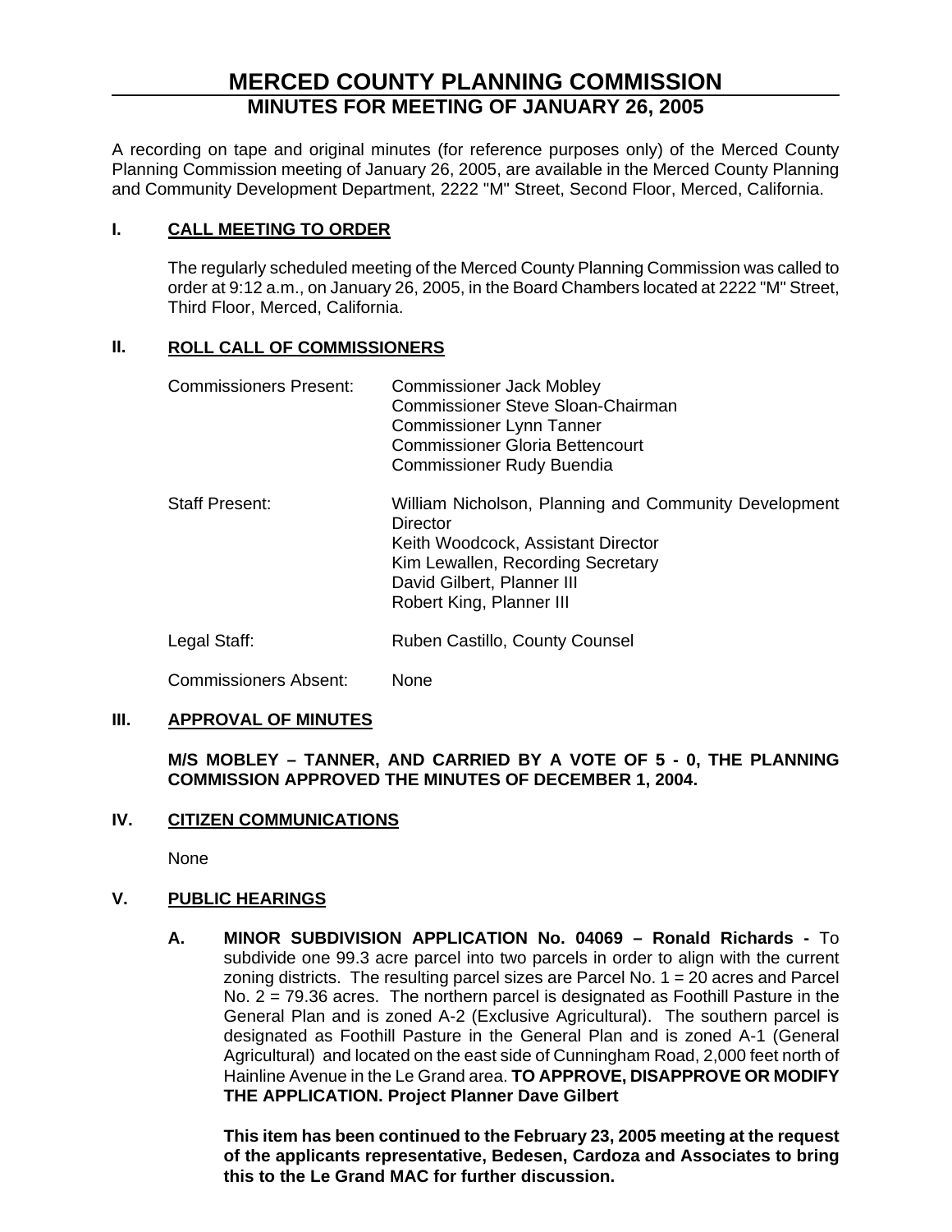# MERCED COUNTY PLANNING COMMISSION

## MINUTES FOR MEETING OF JANUARY 26, 2005

A recording on tape and original minutes (for reference purposes only) of the Merced County Planning Commission meeting of January 26, 2005, are available in the Merced County Planning and Community Development Department, 2222 "M" Street, Second Floor, Merced, California.

### I. CALL MEETING TO ORDER

The regularly scheduled meeting of the Merced County Planning Commission was called to order at 9:12 a.m., on January 26, 2005, in the Board Chambers located at 2222 "M" Street, Third Floor, Merced, California.

### II. ROLL CALL OF COMMISSIONERS

Commissioners Present:
- Commissioner Jack Mobley
- Commissioner Steve Sloan-Chairman
- Commissioner Lynn Tanner
- Commissioner Gloria Bettencourt
- Commissioner Rudy Buendia

Staff Present:
- William Nicholson, Planning and Community Development Director
- Keith Woodcock, Assistant Director
- Kim Lewallen, Recording Secretary
- David Gilbert, Planner III
- Robert King, Planner III

Legal Staff: Ruben Castillo, County Counsel

Commissioners Absent: None

### III. APPROVAL OF MINUTES

**M/S MOBLEY – TANNER, AND CARRIED BY A VOTE OF 5 - 0, THE PLANNING COMMISSION APPROVED THE MINUTES OF DECEMBER 1, 2004.**

### IV. CITIZEN COMMUNICATIONS

None

### V. PUBLIC HEARINGS

**A. MINOR SUBDIVISION APPLICATION No. 04069 – Ronald Richards -** To subdivide one 99.3 acre parcel into two parcels in order to align with the current zoning districts. The resulting parcel sizes are Parcel No. 1 = 20 acres and Parcel No. 2 = 79.36 acres. The northern parcel is designated as Foothill Pasture in the General Plan and is zoned A-2 (Exclusive Agricultural). The southern parcel is designated as Foothill Pasture in the General Plan and is zoned A-1 (General Agricultural) and located on the east side of Cunningham Road, 2,000 feet north of Hainline Avenue in the Le Grand area. **TO APPROVE, DISAPPROVE OR MODIFY THE APPLICATION. Project Planner Dave Gilbert**

**This item has been continued to the February 23, 2005 meeting at the request of the applicants representative, Bedesen, Cardoza and Associates to bring this to the Le Grand MAC for further discussion.**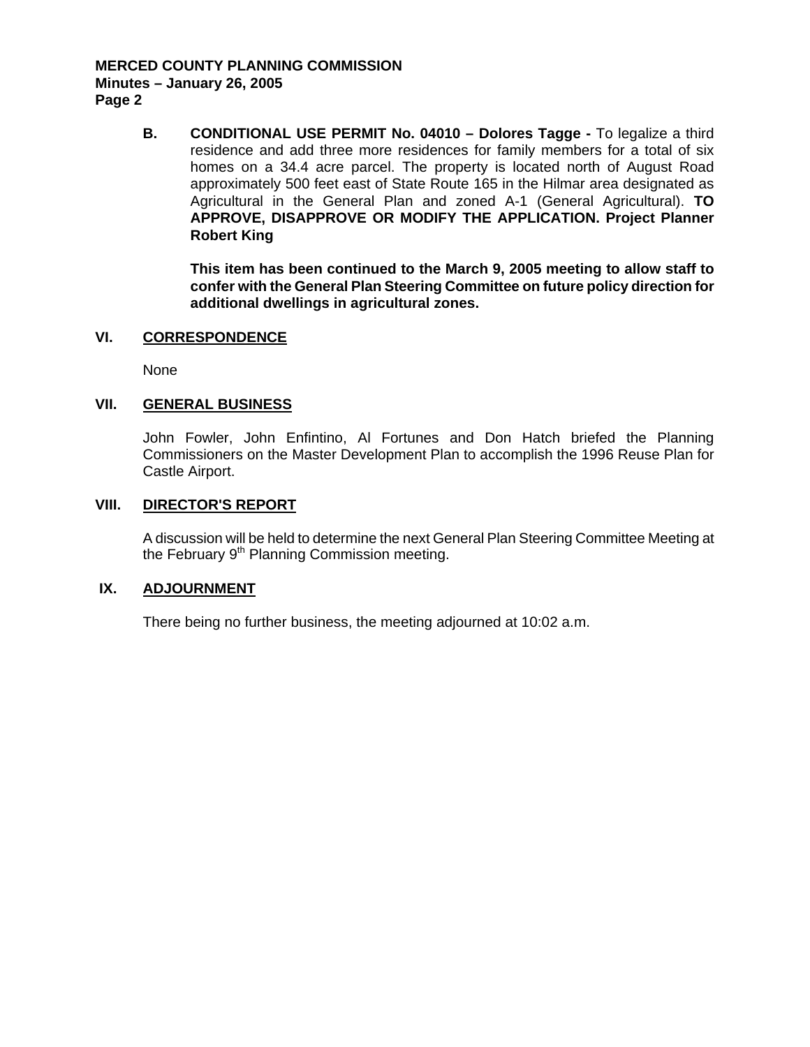**B. CONDITIONAL USE PERMIT No. 04010 – Dolores Tagge -** To legalize a third residence and add three more residences for family members for a total of six homes on a 34.4 acre parcel. The property is located north of August Road approximately 500 feet east of State Route 165 in the Hilmar area designated as Agricultural in the General Plan and zoned A-1 (General Agricultural). **TO APPROVE, DISAPPROVE OR MODIFY THE APPLICATION. Project Planner Robert King**

**This item has been continued to the March 9, 2005 meeting to allow staff to confer with the General Plan Steering Committee on future policy direction for additional dwellings in agricultural zones.**

## VI. CORRESPONDENCE

None

## VII. GENERAL BUSINESS

John Fowler, John Enfintino, Al Fortunes and Don Hatch briefed the Planning Commissioners on the Master Development Plan to accomplish the 1996 Reuse Plan for Castle Airport.

## VIII. DIRECTOR'S REPORT

A discussion will be held to determine the next General Plan Steering Committee Meeting at the February 9th Planning Commission meeting.

## IX. ADJOURNMENT

There being no further business, the meeting adjourned at 10:02 a.m.